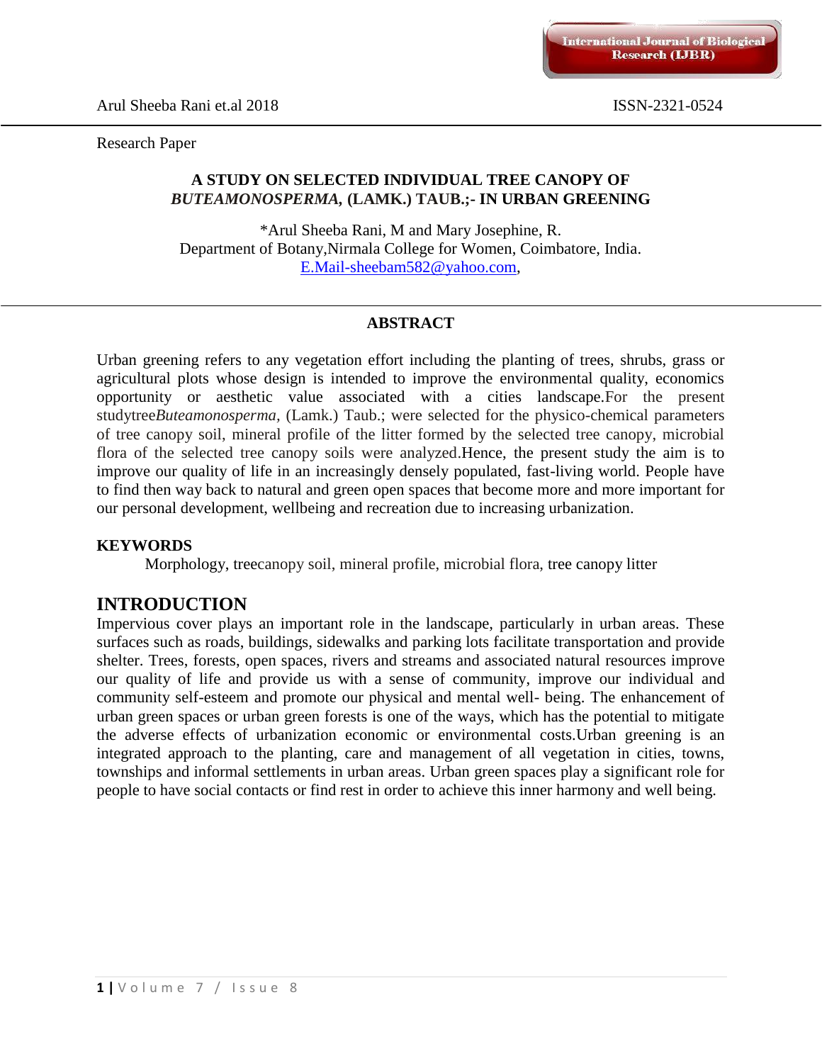Research Paper

# A STUDY ON SELECTED INDIVIDUAL TREE CANOPY OF *BUTEAMONOSPERMA,* (LAMK.) TAUB.;- IN URBAN GREENING

\*Arul Sheeba Rani, M and Mary Josephine, R.
Department of Botany,Nirmala College for Women, Coimbatore, India.
E.Mail-sheebam582@yahoo.com,

## ABSTRACT

Urban greening refers to any vegetation effort including the planting of trees, shrubs, grass or agricultural plots whose design is intended to improve the environmental quality, economics opportunity or aesthetic value associated with a cities landscape.For the present studytree*Buteamonosperma,* (Lamk.) Taub.; were selected for the physico-chemical parameters of tree canopy soil, mineral profile of the litter formed by the selected tree canopy, microbial flora of the selected tree canopy soils were analyzed.Hence, the present study the aim is to improve our quality of life in an increasingly densely populated, fast-living world. People have to find then way back to natural and green open spaces that become more and more important for our personal development, wellbeing and recreation due to increasing urbanization.

**KEYWORDS**

Morphology, treecanopy soil, mineral profile, microbial flora, tree canopy litter

## INTRODUCTION

Impervious cover plays an important role in the landscape, particularly in urban areas. These surfaces such as roads, buildings, sidewalks and parking lots facilitate transportation and provide shelter. Trees, forests, open spaces, rivers and streams and associated natural resources improve our quality of life and provide us with a sense of community, improve our individual and community self-esteem and promote our physical and mental well- being. The enhancement of urban green spaces or urban green forests is one of the ways, which has the potential to mitigate the adverse effects of urbanization economic or environmental costs.Urban greening is an integrated approach to the planting, care and management of all vegetation in cities, towns, townships and informal settlements in urban areas. Urban green spaces play a significant role for people to have social contacts or find rest in order to achieve this inner harmony and well being.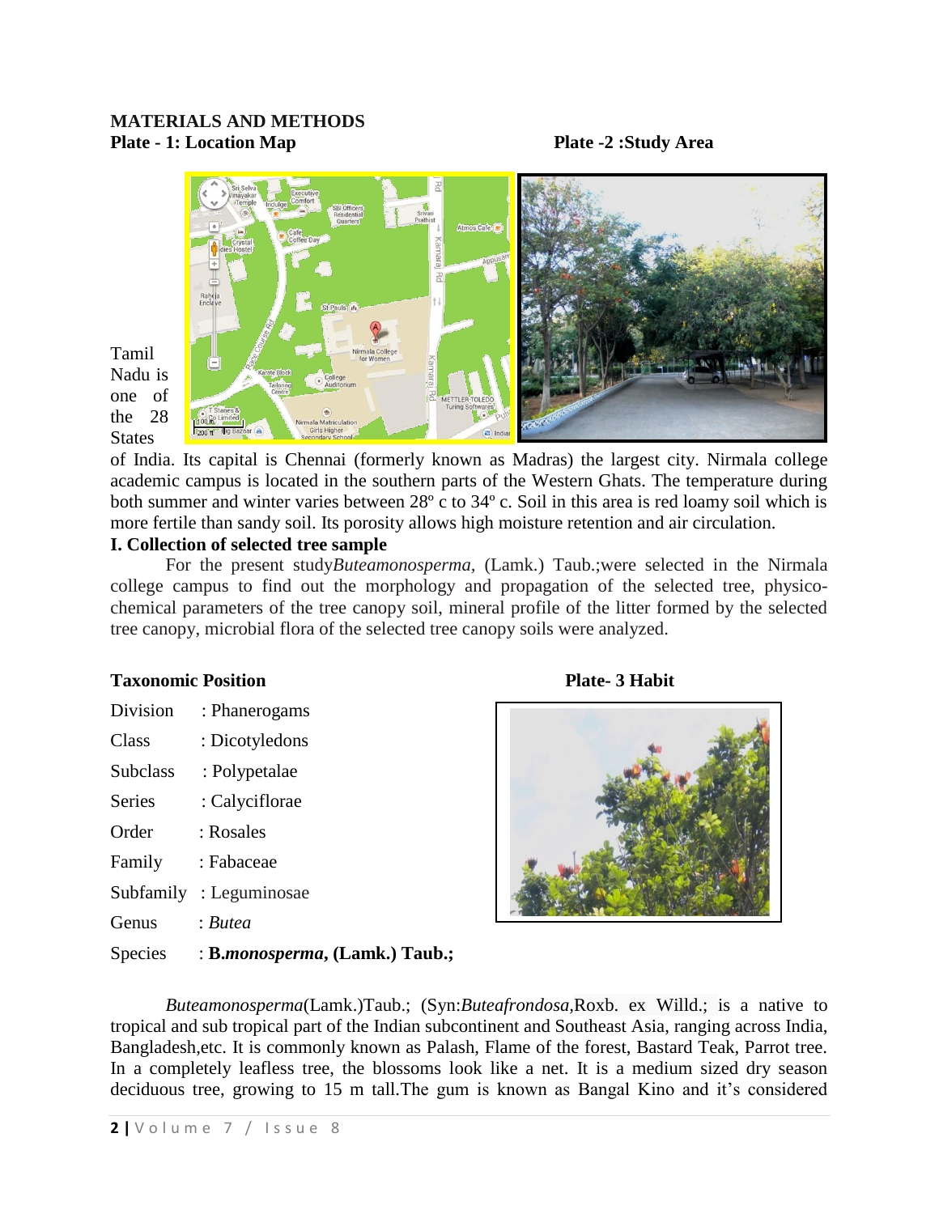## MATERIALS AND METHODS

**Plate - 1: Location Map**

**Plate -2 :Study Area**

Tamil Nadu is one of the 28 States of India. Its capital is Chennai (formerly known as Madras) the largest city. Nirmala college academic campus is located in the southern parts of the Western Ghats. The temperature during both summer and winter varies between 28º c to 34º c. Soil in this area is red loamy soil which is more fertile than sandy soil. Its porosity allows high moisture retention and air circulation.

### I. Collection of selected tree sample

For the present study*Buteamonosperma*, (Lamk.) Taub.;were selected in the Nirmala college campus to find out the morphology and propagation of the selected tree, physico-chemical parameters of the tree canopy soil, mineral profile of the litter formed by the selected tree canopy, microbial flora of the selected tree canopy soils were analyzed.

**Taxonomic Position**

Division : Phanerogams

Class : Dicotyledons

Subclass : Polypetalae

Series : Calyciflorae

Order : Rosales

Family : Fabaceae

Subfamily : Leguminosae

Genus : *Butea*

Species : **B.*monosperma*, (Lamk.) Taub.;**

**Plate- 3 Habit**

*Buteamonosperma*(Lamk.)Taub.; (Syn:*Buteafrondosa*,Roxb. ex Willd.; is a native to tropical and sub tropical part of the Indian subcontinent and Southeast Asia, ranging across India, Bangladesh,etc. It is commonly known as Palash, Flame of the forest, Bastard Teak, Parrot tree. In a completely leafless tree, the blossoms look like a net. It is a medium sized dry season deciduous tree, growing to 15 m tall.The gum is known as Bangal Kino and it's considered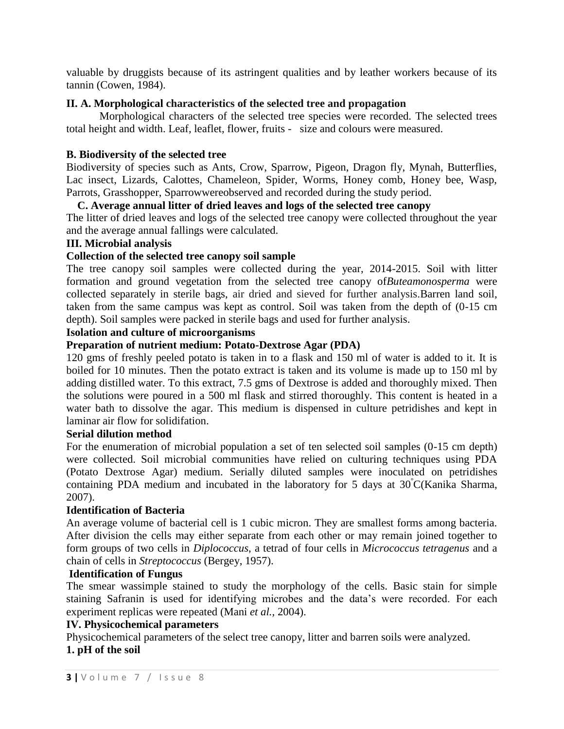valuable by druggists because of its astringent qualities and by leather workers because of its tannin (Cowen, 1984).

**II. A. Morphological characteristics of the selected tree and propagation**

Morphological characters of the selected tree species were recorded. The selected trees total height and width. Leaf, leaflet, flower, fruits - size and colours were measured.

**B. Biodiversity of the selected tree**

Biodiversity of species such as Ants, Crow, Sparrow, Pigeon, Dragon fly, Mynah, Butterflies, Lac insect, Lizards, Calottes, Chameleon, Spider, Worms, Honey comb, Honey bee, Wasp, Parrots, Grasshopper, Sparrowwereobserved and recorded during the study period.

**C. Average annual litter of dried leaves and logs of the selected tree canopy**

The litter of dried leaves and logs of the selected tree canopy were collected throughout the year and the average annual fallings were calculated.

**III. Microbial analysis**

**Collection of the selected tree canopy soil sample**

The tree canopy soil samples were collected during the year, 2014-2015. Soil with litter formation and ground vegetation from the selected tree canopy of*Buteamonosperma* were collected separately in sterile bags, air dried and sieved for further analysis.Barren land soil, taken from the same campus was kept as control. Soil was taken from the depth of (0-15 cm depth). Soil samples were packed in sterile bags and used for further analysis.

**Isolation and culture of microorganisms**

**Preparation of nutrient medium: Potato-Dextrose Agar (PDA)**

120 gms of freshly peeled potato is taken in to a flask and 150 ml of water is added to it. It is boiled for 10 minutes. Then the potato extract is taken and its volume is made up to 150 ml by adding distilled water. To this extract, 7.5 gms of Dextrose is added and thoroughly mixed. Then the solutions were poured in a 500 ml flask and stirred thoroughly. This content is heated in a water bath to dissolve the agar. This medium is dispensed in culture petridishes and kept in laminar air flow for solidifation.

**Serial dilution method**

For the enumeration of microbial population a set of ten selected soil samples (0-15 cm depth) were collected. Soil microbial communities have relied on culturing techniques using PDA (Potato Dextrose Agar) medium. Serially diluted samples were inoculated on petridishes containing PDA medium and incubated in the laboratory for 5 days at 30°C(Kanika Sharma, 2007).

**Identification of Bacteria**

An average volume of bacterial cell is 1 cubic micron. They are smallest forms among bacteria. After division the cells may either separate from each other or may remain joined together to form groups of two cells in *Diplococcus*, a tetrad of four cells in *Micrococcus tetragenus* and a chain of cells in *Streptococcus* (Bergey, 1957).

**Identification of Fungus**

The smear wassimple stained to study the morphology of the cells. Basic stain for simple staining Safranin is used for identifying microbes and the data's were recorded. For each experiment replicas were repeated (Mani *et al.,* 2004).

**IV. Physicochemical parameters**

Physicochemical parameters of the select tree canopy, litter and barren soils were analyzed.

**1. pH of the soil**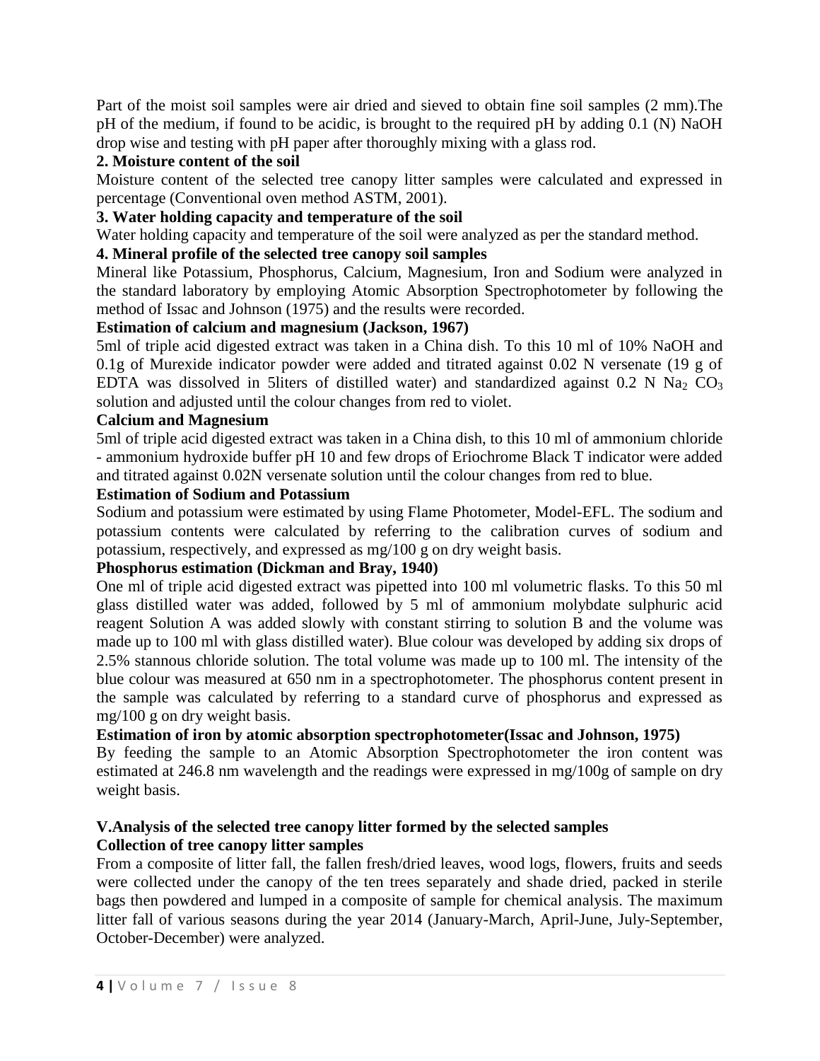Part of the moist soil samples were air dried and sieved to obtain fine soil samples (2 mm).The pH of the medium, if found to be acidic, is brought to the required pH by adding 0.1 (N) NaOH drop wise and testing with pH paper after thoroughly mixing with a glass rod.

**2. Moisture content of the soil**

Moisture content of the selected tree canopy litter samples were calculated and expressed in percentage (Conventional oven method ASTM, 2001).

**3. Water holding capacity and temperature of the soil**

Water holding capacity and temperature of the soil were analyzed as per the standard method.

**4. Mineral profile of the selected tree canopy soil samples**

Mineral like Potassium, Phosphorus, Calcium, Magnesium, Iron and Sodium were analyzed in the standard laboratory by employing Atomic Absorption Spectrophotometer by following the method of Issac and Johnson (1975) and the results were recorded.

**Estimation of calcium and magnesium (Jackson, 1967)**

5ml of triple acid digested extract was taken in a China dish. To this 10 ml of 10% NaOH and 0.1g of Murexide indicator powder were added and titrated against 0.02 N versenate (19 g of EDTA was dissolved in 5liters of distilled water) and standardized against 0.2 N $Na_2 CO_3$ solution and adjusted until the colour changes from red to violet.

**Calcium and Magnesium**

5ml of triple acid digested extract was taken in a China dish, to this 10 ml of ammonium chloride - ammonium hydroxide buffer pH 10 and few drops of Eriochrome Black T indicator were added and titrated against 0.02N versenate solution until the colour changes from red to blue.

**Estimation of Sodium and Potassium**

Sodium and potassium were estimated by using Flame Photometer, Model-EFL. The sodium and potassium contents were calculated by referring to the calibration curves of sodium and potassium, respectively, and expressed as mg/100 g on dry weight basis.

**Phosphorus estimation (Dickman and Bray, 1940)**

One ml of triple acid digested extract was pipetted into 100 ml volumetric flasks. To this 50 ml glass distilled water was added, followed by 5 ml of ammonium molybdate sulphuric acid reagent Solution A was added slowly with constant stirring to solution B and the volume was made up to 100 ml with glass distilled water). Blue colour was developed by adding six drops of 2.5% stannous chloride solution. The total volume was made up to 100 ml. The intensity of the blue colour was measured at 650 nm in a spectrophotometer. The phosphorus content present in the sample was calculated by referring to a standard curve of phosphorus and expressed as mg/100 g on dry weight basis.

**Estimation of iron by atomic absorption spectrophotometer(Issac and Johnson, 1975)**

By feeding the sample to an Atomic Absorption Spectrophotometer the iron content was estimated at 246.8 nm wavelength and the readings were expressed in mg/100g of sample on dry weight basis.

**V.Analysis of the selected tree canopy litter formed by the selected samples**

**Collection of tree canopy litter samples**

From a composite of litter fall, the fallen fresh/dried leaves, wood logs, flowers, fruits and seeds were collected under the canopy of the ten trees separately and shade dried, packed in sterile bags then powdered and lumped in a composite of sample for chemical analysis. The maximum litter fall of various seasons during the year 2014 (January-March, April-June, July-September, October-December) were analyzed.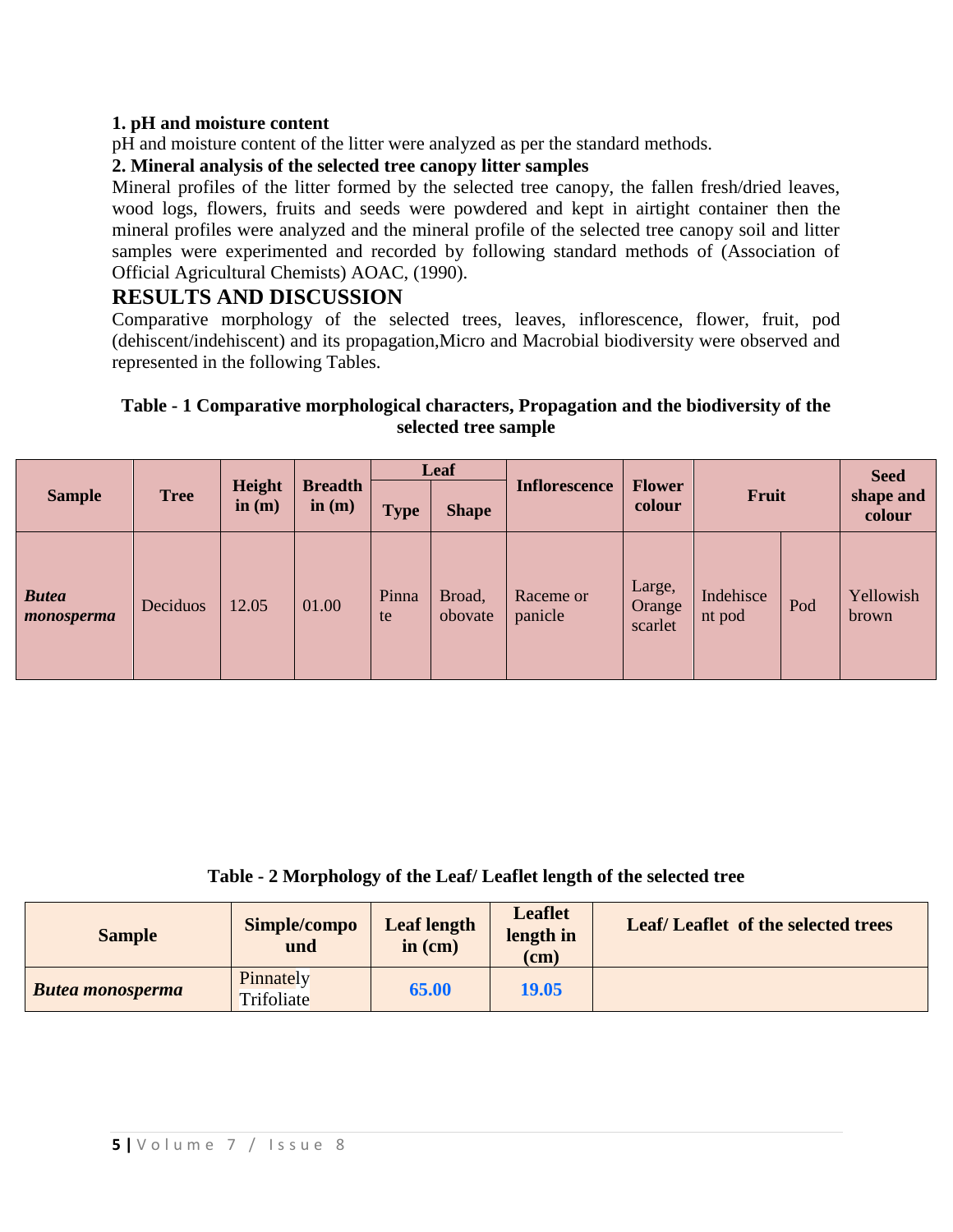**1. pH and moisture content**

pH and moisture content of the litter were analyzed as per the standard methods.

**2. Mineral analysis of the selected tree canopy litter samples**

Mineral profiles of the litter formed by the selected tree canopy, the fallen fresh/dried leaves, wood logs, flowers, fruits and seeds were powdered and kept in airtight container then the mineral profiles were analyzed and the mineral profile of the selected tree canopy soil and litter samples were experimented and recorded by following standard methods of (Association of Official Agricultural Chemists) AOAC, (1990).

## RESULTS AND DISCUSSION

Comparative morphology of the selected trees, leaves, inflorescence, flower, fruit, pod (dehiscent/indehiscent) and its propagation,Micro and Macrobial biodiversity were observed and represented in the following Tables.

**Table - 1 Comparative morphological characters, Propagation and the biodiversity of the selected tree sample**

| Sample | Tree | Height in (m) | Breadth in (m) | Leaf | | Inflorescence | Flower colour | Fruit | | Seed shape and colour |
|---|---|---|---|---|---|---|---|---|---|---|
| | | | | Type | Shape | | | | | |
| ***Butea monosperma*** | Deciduos | 12.05 | 01.00 | Pinnate | Broad, obovate | Raceme or panicle | Large, Orange scarlet | Indehiscent pod | Pod | Yellowish brown |

**Table - 2 Morphology of the Leaf/ Leaflet length of the selected tree**

| Sample | Simple/compound | Leaf length in (cm) | Leaflet length in (cm) | Leaf/ Leaflet of the selected trees |
|---|---|---|---|---|
| ***Butea monosperma*** | Pinnately Trifoliate | **65.00** | **19.05** | |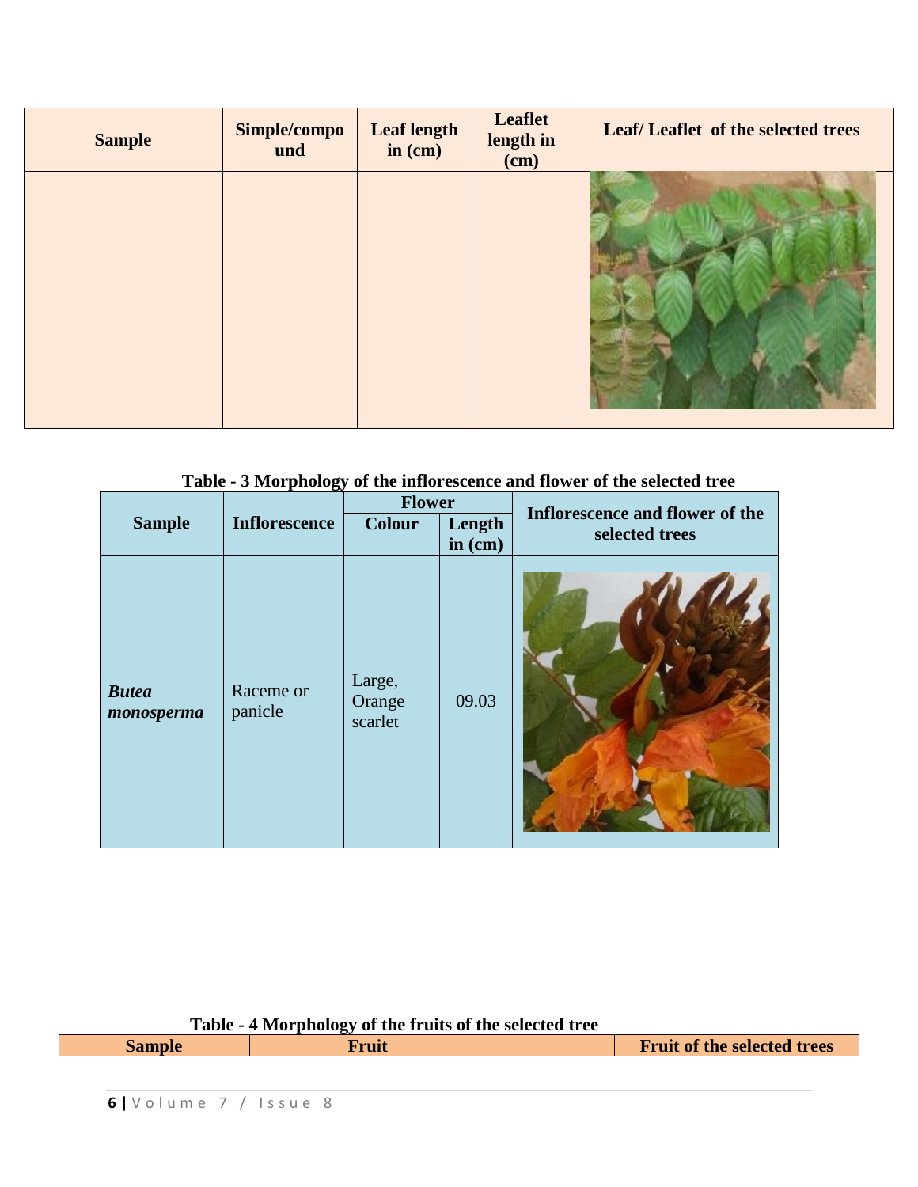| Sample | Simple/compound | Leaf length in (cm) | Leaflet length in (cm) | Leaf/ Leaflet of the selected trees |
|---|---|---|---|---|
| | | | | |

**Table - 3 Morphology of the inflorescence and flower of the selected tree**

| Sample | Inflorescence | Flower | | Inflorescence and flower of the selected trees |
|---|---|---|---|---|
| | | Colour | Length in (cm) | |
| ***Butea monosperma*** | Raceme or panicle | Large, Orange scarlet | 09.03 | |

**Table - 4 Morphology of the fruits of the selected tree**

| Sample | Fruit | Fruit of the selected trees |
|---|---|---|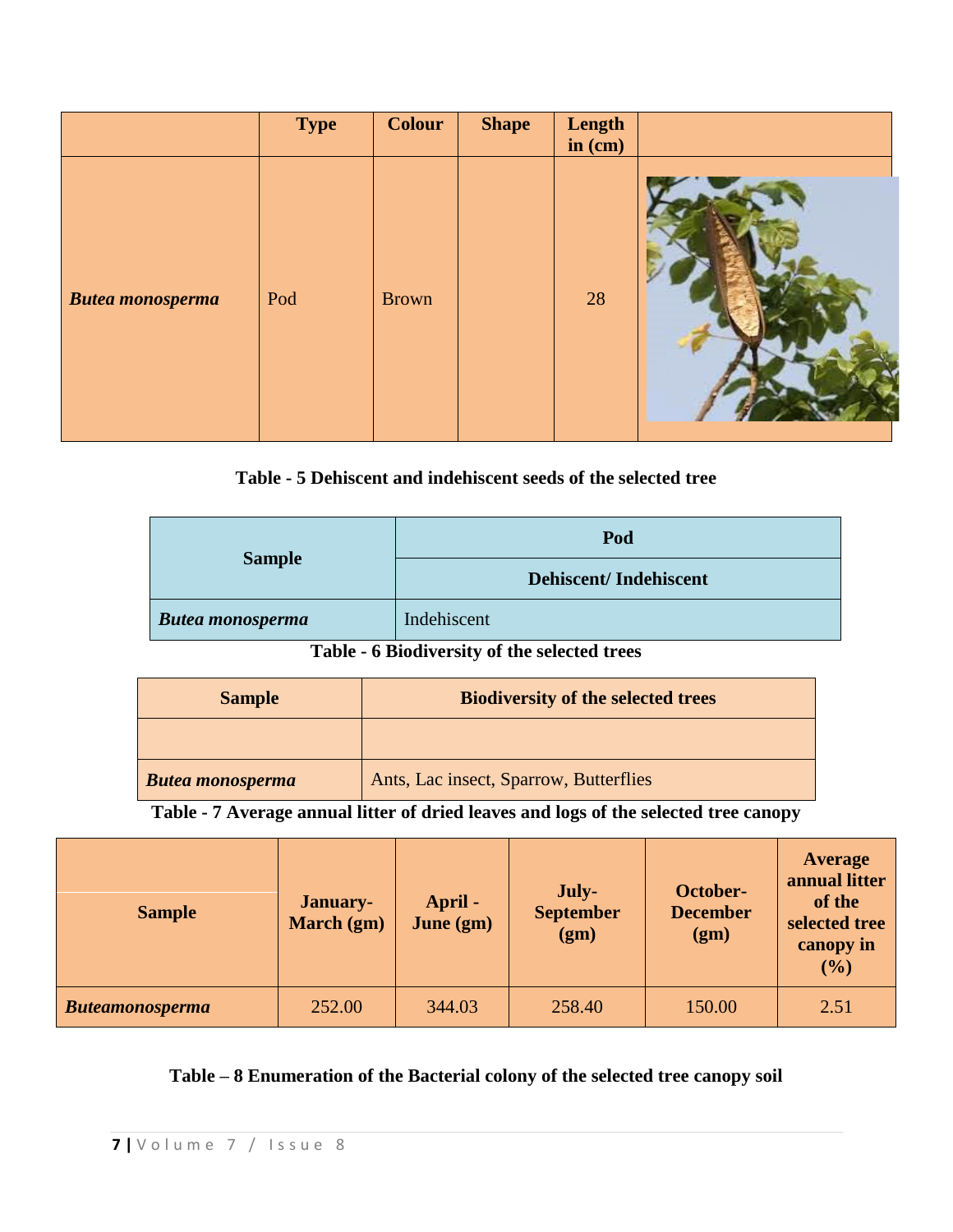| | Type | Colour | Shape | Length in (cm) | |
|---|---|---|---|---|---|
| ***Butea monosperma*** | Pod | Brown | | 28 | |

**Table - 5 Dehiscent and indehiscent seeds of the selected tree**

| Sample | Pod |
|---|---|
| | Dehiscent/ Indehiscent |
| ***Butea monosperma*** | Indehiscent |

**Table - 6 Biodiversity of the selected trees**

| Sample | Biodiversity of the selected trees |
|---|---|
| | |
| ***Butea monosperma*** | Ants, Lac insect, Sparrow, Butterflies |

**Table - 7 Average annual litter of dried leaves and logs of the selected tree canopy**

| Sample | January-March (gm) | April - June (gm) | July-September (gm) | October-December (gm) | Average annual litter of the selected tree canopy in (%) |
|---|---|---|---|---|---|
| ***Buteamonosperma*** | 252.00 | 344.03 | 258.40 | 150.00 | 2.51 |

**Table – 8 Enumeration of the Bacterial colony of the selected tree canopy soil**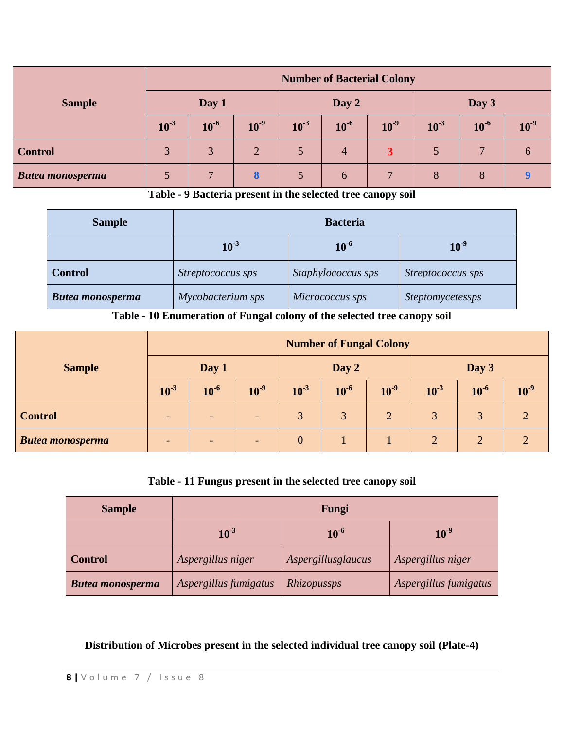| Sample | Number of Bacterial Colony | | | | | | | | |
|---|---|---|---|---|---|---|---|---|---|
| | Day 1 | | | Day 2 | | | Day 3 | | |
| | $10^{-3}$ | $10^{-6}$ | $10^{-9}$ | $10^{-3}$ | $10^{-6}$ | $10^{-9}$ | $10^{-3}$ | $10^{-6}$ | $10^{-9}$ |
| **Control** | 3 | 3 | 2 | 5 | 4 | 3 | 5 | 7 | 6 |
| ***Butea monosperma*** | 5 | 7 | 8 | 5 | 6 | 7 | 8 | 8 | 9 |

**Table - 9 Bacteria present in the selected tree canopy soil**

| Sample | Bacteria | | |
|---|---|---|---|
| | $10^{-3}$ | $10^{-6}$ | $10^{-9}$ |
| **Control** | *Streptococcus sps* | *Staphylococcus sps* | *Streptococcus sps* |
| ***Butea monosperma*** | *Mycobacterium sps* | *Micrococcus sps* | *Steptomycetessps* |

**Table - 10 Enumeration of Fungal colony of the selected tree canopy soil**

| Sample | Number of Fungal Colony | | | | | | | | |
|---|---|---|---|---|---|---|---|---|---|
| | Day 1 | | | Day 2 | | | Day 3 | | |
| | $10^{-3}$ | $10^{-6}$ | $10^{-9}$ | $10^{-3}$ | $10^{-6}$ | $10^{-9}$ | $10^{-3}$ | $10^{-6}$ | $10^{-9}$ |
| **Control** | - | - | - | 3 | 3 | 2 | 3 | 3 | 2 |
| ***Butea monosperma*** | - | - | - | 0 | 1 | 1 | 2 | 2 | 2 |

**Table - 11 Fungus present in the selected tree canopy soil**

| Sample | Fungi | | |
|---|---|---|---|
| | $10^{-3}$ | $10^{-6}$ | $10^{-9}$ |
| **Control** | *Aspergillus niger* | *Aspergillusglaucus* | *Aspergillus niger* |
| ***Butea monosperma*** | *Aspergillus fumigatus* | *Rhizopussps* | *Aspergillus fumigatus* |

**Distribution of Microbes present in the selected individual tree canopy soil (Plate-4)**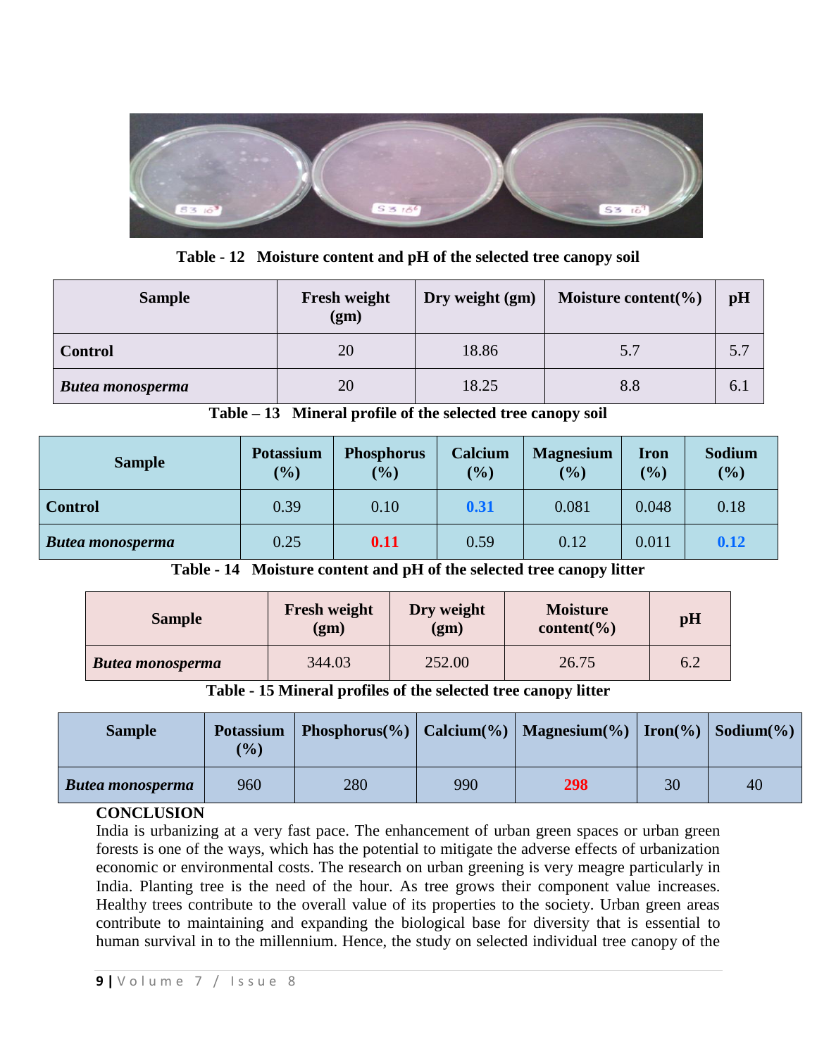Table - 12 Moisture content and pH of the selected tree canopy soil

| Sample | Fresh weight (gm) | Dry weight (gm) | Moisture content(%) | pH |
|---|---|---|---|---|
| **Control** | 20 | 18.86 | 5.7 | 5.7 |
| ***Butea monosperma*** | 20 | 18.25 | 8.8 | 6.1 |

Table – 13 Mineral profile of the selected tree canopy soil

| Sample | Potassium (%) | Phosphorus (%) | Calcium (%) | Magnesium (%) | Iron (%) | Sodium (%) |
|---|---|---|---|---|---|---|
| **Control** | 0.39 | 0.10 | **0.31** | 0.081 | 0.048 | 0.18 |
| ***Butea monosperma*** | 0.25 | **0.11** | 0.59 | 0.12 | 0.011 | **0.12** |

Table - 14 Moisture content and pH of the selected tree canopy litter

| Sample | Fresh weight (gm) | Dry weight (gm) | Moisture content(%) | pH |
|---|---|---|---|---|
| ***Butea monosperma*** | 344.03 | 252.00 | 26.75 | 6.2 |

Table - 15 Mineral profiles of the selected tree canopy litter

| Sample | Potassium (%) | Phosphorus(%) | Calcium(%) | Magnesium(%) | Iron(%) | Sodium(%) |
|---|---|---|---|---|---|---|
| ***Butea monosperma*** | 960 | 280 | 990 | **298** | 30 | 40 |

## CONCLUSION

India is urbanizing at a very fast pace. The enhancement of urban green spaces or urban green forests is one of the ways, which has the potential to mitigate the adverse effects of urbanization economic or environmental costs. The research on urban greening is very meagre particularly in India. Planting tree is the need of the hour. As tree grows their component value increases. Healthy trees contribute to the overall value of its properties to the society. Urban green areas contribute to maintaining and expanding the biological base for diversity that is essential to human survival in to the millennium. Hence, the study on selected individual tree canopy of the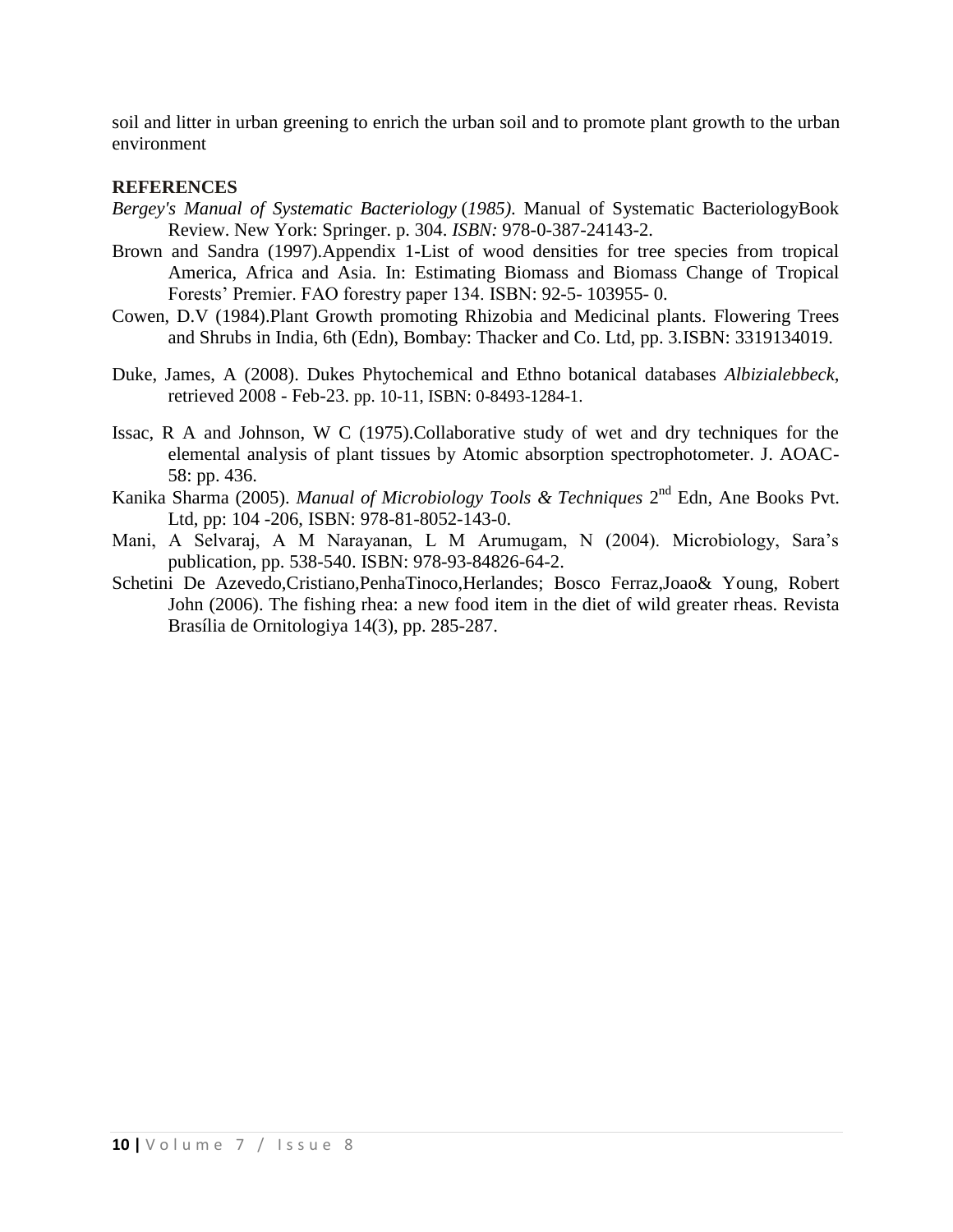soil and litter in urban greening to enrich the urban soil and to promote plant growth to the urban environment

## REFERENCES

*Bergey's Manual of Systematic Bacteriology* (*1985)*. Manual of Systematic BacteriologyBook Review. New York: Springer. p. 304. *ISBN:* 978-0-387-24143-2.

Brown and Sandra (1997).Appendix 1-List of wood densities for tree species from tropical America, Africa and Asia. In: Estimating Biomass and Biomass Change of Tropical Forests' Premier. FAO forestry paper 134. ISBN: 92-5- 103955- 0.

Cowen, D.V (1984).Plant Growth promoting Rhizobia and Medicinal plants. Flowering Trees and Shrubs in India, 6th (Edn), Bombay: Thacker and Co. Ltd, pp. 3.ISBN: 3319134019.

Duke, James, A (2008). Dukes Phytochemical and Ethno botanical databases *Albizialebbeck*, retrieved 2008 - Feb-23. pp. 10-11, ISBN: 0-8493-1284-1.

Issac, R A and Johnson, W C (1975).Collaborative study of wet and dry techniques for the elemental analysis of plant tissues by Atomic absorption spectrophotometer. J. AOAC-58: pp. 436.

Kanika Sharma (2005). *Manual of Microbiology Tools & Techniques* 2nd Edn, Ane Books Pvt. Ltd, pp: 104 -206, ISBN: 978-81-8052-143-0.

Mani, A Selvaraj, A M Narayanan, L M Arumugam, N (2004). Microbiology, Sara's publication, pp. 538-540. ISBN: 978-93-84826-64-2.

Schetini De Azevedo,Cristiano,PenhaTinoco,Herlandes; Bosco Ferraz,Joao& Young, Robert John (2006). The fishing rhea: a new food item in the diet of wild greater rheas. Revista Brasília de Ornitologiya 14(3), pp. 285-287.